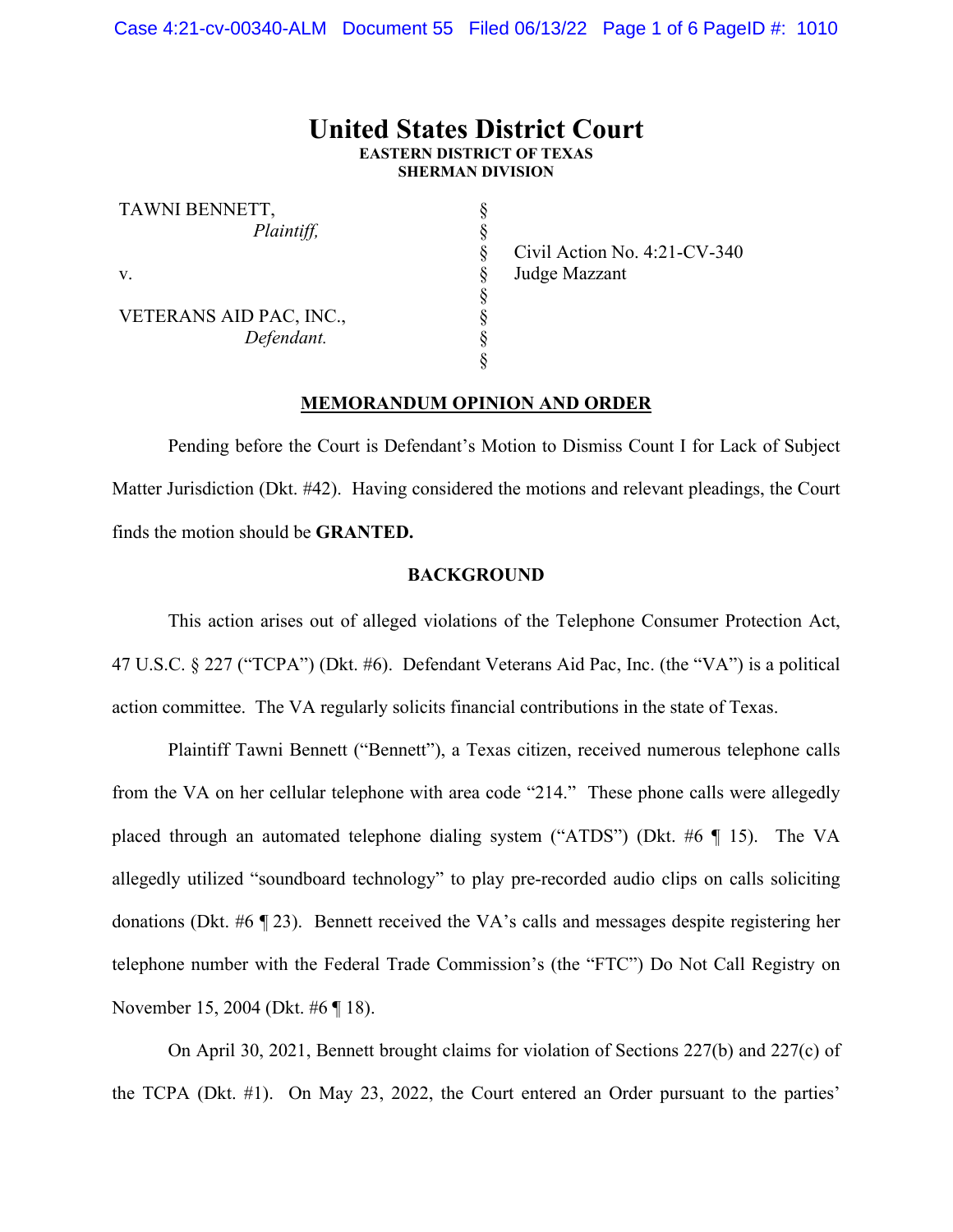# United States District Court
**EASTERN DISTRICT OF TEXAS**
**SHERMAN DIVISION**

| | | |
|---|---|---|
| TAWNI BENNETT, *Plaintiff,* | § | |
| | § | Civil Action No. 4:21-CV-340 |
| v. | § | Judge Mazzant |
| | § | |
| VETERANS AID PAC, INC., *Defendant.* | § | |

**MEMORANDUM OPINION AND ORDER**

Pending before the Court is Defendant's Motion to Dismiss Count I for Lack of Subject Matter Jurisdiction (Dkt. #42). Having considered the motions and relevant pleadings, the Court finds the motion should be **GRANTED.**

**BACKGROUND**

This action arises out of alleged violations of the Telephone Consumer Protection Act, 47 U.S.C. § 227 ("TCPA") (Dkt. #6). Defendant Veterans Aid Pac, Inc. (the "VA") is a political action committee. The VA regularly solicits financial contributions in the state of Texas.

Plaintiff Tawni Bennett ("Bennett"), a Texas citizen, received numerous telephone calls from the VA on her cellular telephone with area code "214." These phone calls were allegedly placed through an automated telephone dialing system ("ATDS") (Dkt. #6 ¶ 15). The VA allegedly utilized "soundboard technology" to play pre-recorded audio clips on calls soliciting donations (Dkt. #6 ¶ 23). Bennett received the VA's calls and messages despite registering her telephone number with the Federal Trade Commission's (the "FTC") Do Not Call Registry on November 15, 2004 (Dkt. #6 ¶ 18).

On April 30, 2021, Bennett brought claims for violation of Sections 227(b) and 227(c) of the TCPA (Dkt. #1). On May 23, 2022, the Court entered an Order pursuant to the parties'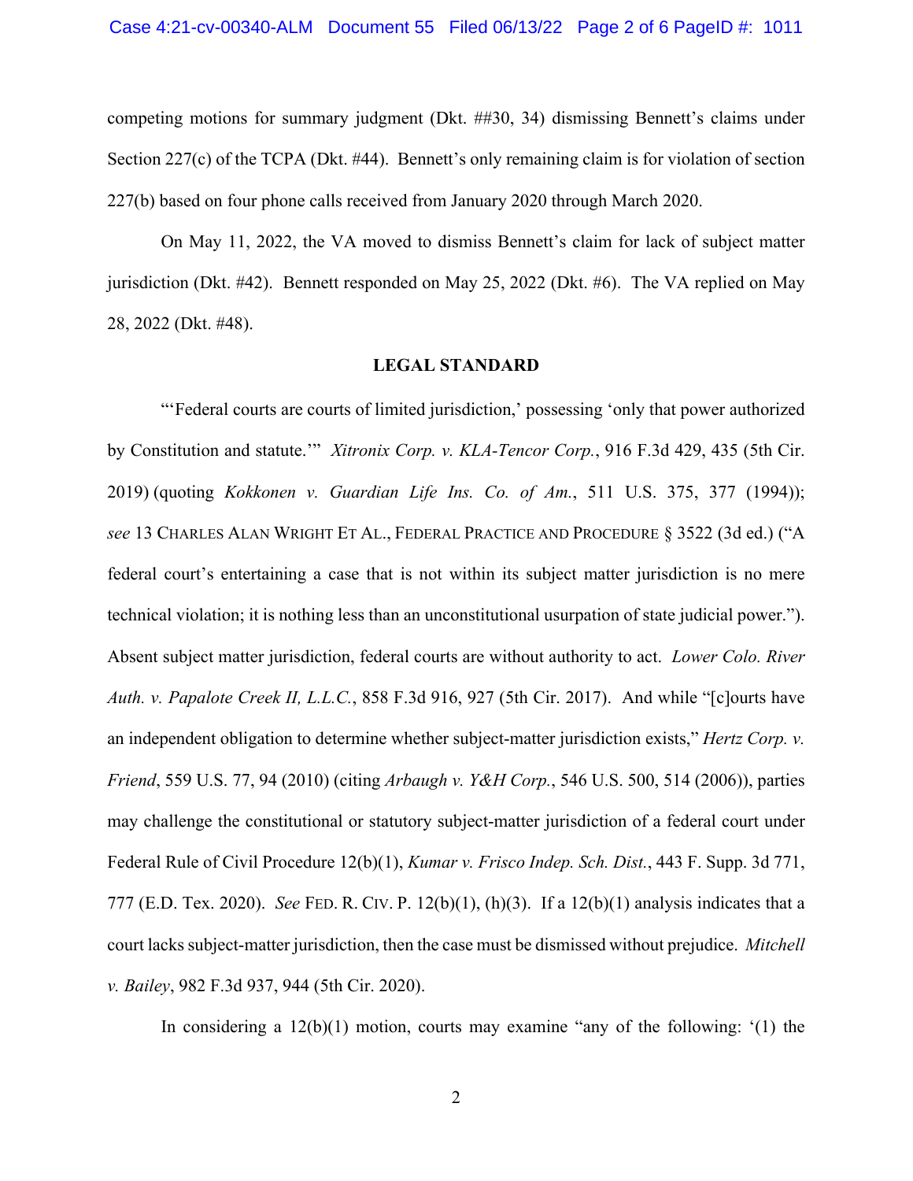competing motions for summary judgment (Dkt. ##30, 34) dismissing Bennett's claims under Section 227(c) of the TCPA (Dkt. #44). Bennett's only remaining claim is for violation of section 227(b) based on four phone calls received from January 2020 through March 2020.

On May 11, 2022, the VA moved to dismiss Bennett's claim for lack of subject matter jurisdiction (Dkt. #42). Bennett responded on May 25, 2022 (Dkt. #6). The VA replied on May 28, 2022 (Dkt. #48).

## LEGAL STANDARD

"'Federal courts are courts of limited jurisdiction,' possessing 'only that power authorized by Constitution and statute.'" *Xitronix Corp. v. KLA-Tencor Corp.*, 916 F.3d 429, 435 (5th Cir. 2019) (quoting *Kokkonen v. Guardian Life Ins. Co. of Am.*, 511 U.S. 375, 377 (1994)); *see* 13 Charles Alan Wright Et Al., Federal Practice and Procedure § 3522 (3d ed.) ("A federal court's entertaining a case that is not within its subject matter jurisdiction is no mere technical violation; it is nothing less than an unconstitutional usurpation of state judicial power."). Absent subject matter jurisdiction, federal courts are without authority to act. *Lower Colo. River Auth. v. Papalote Creek II, L.L.C.*, 858 F.3d 916, 927 (5th Cir. 2017). And while "[c]ourts have an independent obligation to determine whether subject-matter jurisdiction exists," *Hertz Corp. v. Friend*, 559 U.S. 77, 94 (2010) (citing *Arbaugh v. Y&H Corp.*, 546 U.S. 500, 514 (2006)), parties may challenge the constitutional or statutory subject-matter jurisdiction of a federal court under Federal Rule of Civil Procedure 12(b)(1), *Kumar v. Frisco Indep. Sch. Dist.*, 443 F. Supp. 3d 771, 777 (E.D. Tex. 2020). *See* Fed. R. Civ. P. 12(b)(1), (h)(3). If a 12(b)(1) analysis indicates that a court lacks subject-matter jurisdiction, then the case must be dismissed without prejudice. *Mitchell v. Bailey*, 982 F.3d 937, 944 (5th Cir. 2020).

In considering a 12(b)(1) motion, courts may examine "any of the following: '(1) the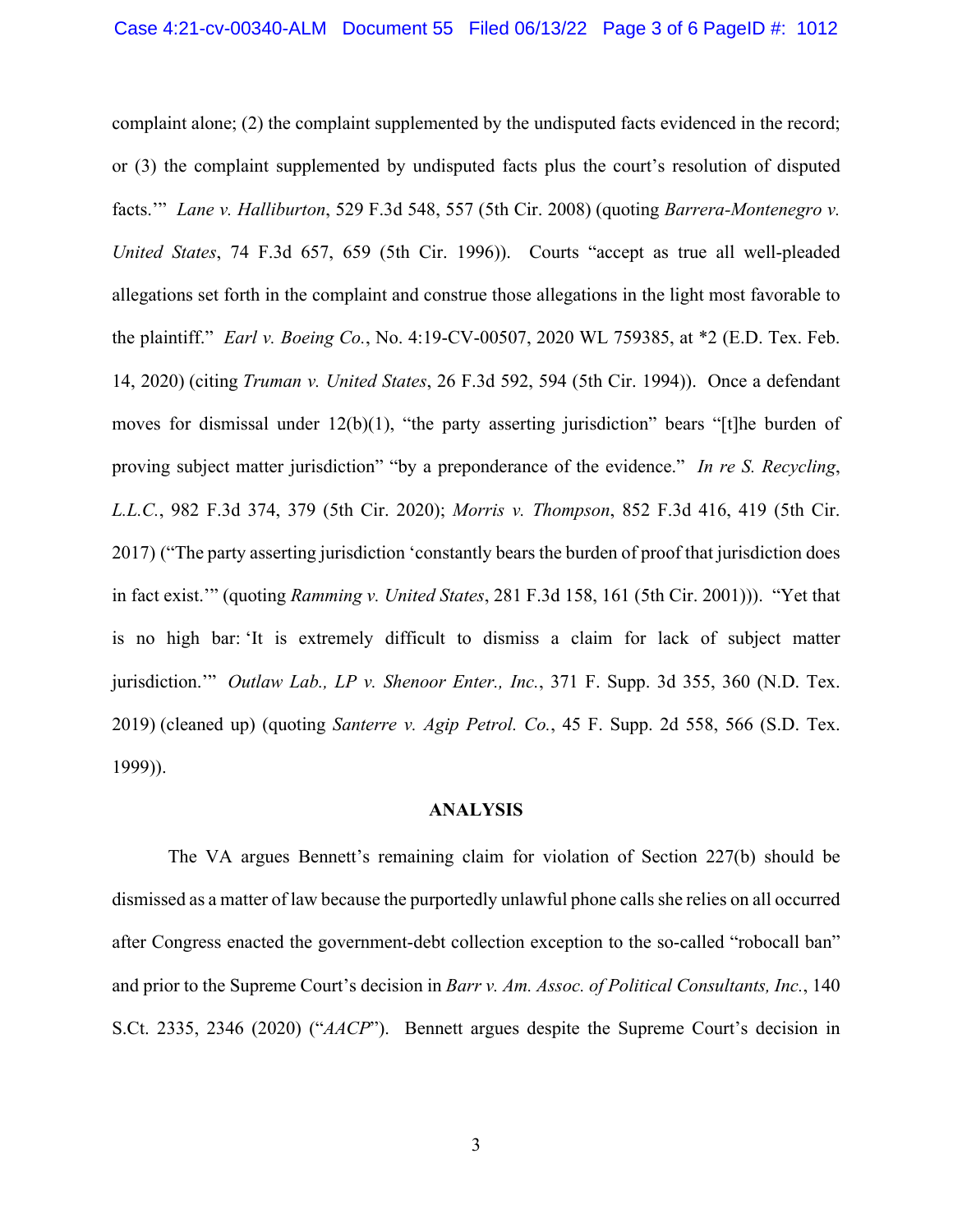complaint alone; (2) the complaint supplemented by the undisputed facts evidenced in the record; or (3) the complaint supplemented by undisputed facts plus the court's resolution of disputed facts.'" *Lane v. Halliburton*, 529 F.3d 548, 557 (5th Cir. 2008) (quoting *Barrera-Montenegro v. United States*, 74 F.3d 657, 659 (5th Cir. 1996)). Courts "accept as true all well-pleaded allegations set forth in the complaint and construe those allegations in the light most favorable to the plaintiff." *Earl v. Boeing Co.*, No. 4:19-CV-00507, 2020 WL 759385, at *2 (E.D. Tex. Feb. 14, 2020) (citing *Truman v. United States*, 26 F.3d 592, 594 (5th Cir. 1994)). Once a defendant moves for dismissal under 12(b)(1), "the party asserting jurisdiction" bears "[t]he burden of proving subject matter jurisdiction" "by a preponderance of the evidence." *In re S. Recycling, L.L.C.*, 982 F.3d 374, 379 (5th Cir. 2020); *Morris v. Thompson*, 852 F.3d 416, 419 (5th Cir. 2017) ("The party asserting jurisdiction 'constantly bears the burden of proof that jurisdiction does in fact exist.'" (quoting *Ramming v. United States*, 281 F.3d 158, 161 (5th Cir. 2001))). "Yet that is no high bar: 'It is extremely difficult to dismiss a claim for lack of subject matter jurisdiction.'" *Outlaw Lab., LP v. Shenoor Enter., Inc.*, 371 F. Supp. 3d 355, 360 (N.D. Tex. 2019) (cleaned up) (quoting *Santerre v. Agip Petrol. Co.*, 45 F. Supp. 2d 558, 566 (S.D. Tex. 1999)).

## ANALYSIS

The VA argues Bennett's remaining claim for violation of Section 227(b) should be dismissed as a matter of law because the purportedly unlawful phone calls she relies on all occurred after Congress enacted the government-debt collection exception to the so-called "robocall ban" and prior to the Supreme Court's decision in *Barr v. Am. Assoc. of Political Consultants, Inc.*, 140 S.Ct. 2335, 2346 (2020) ("*AACP*"). Bennett argues despite the Supreme Court's decision in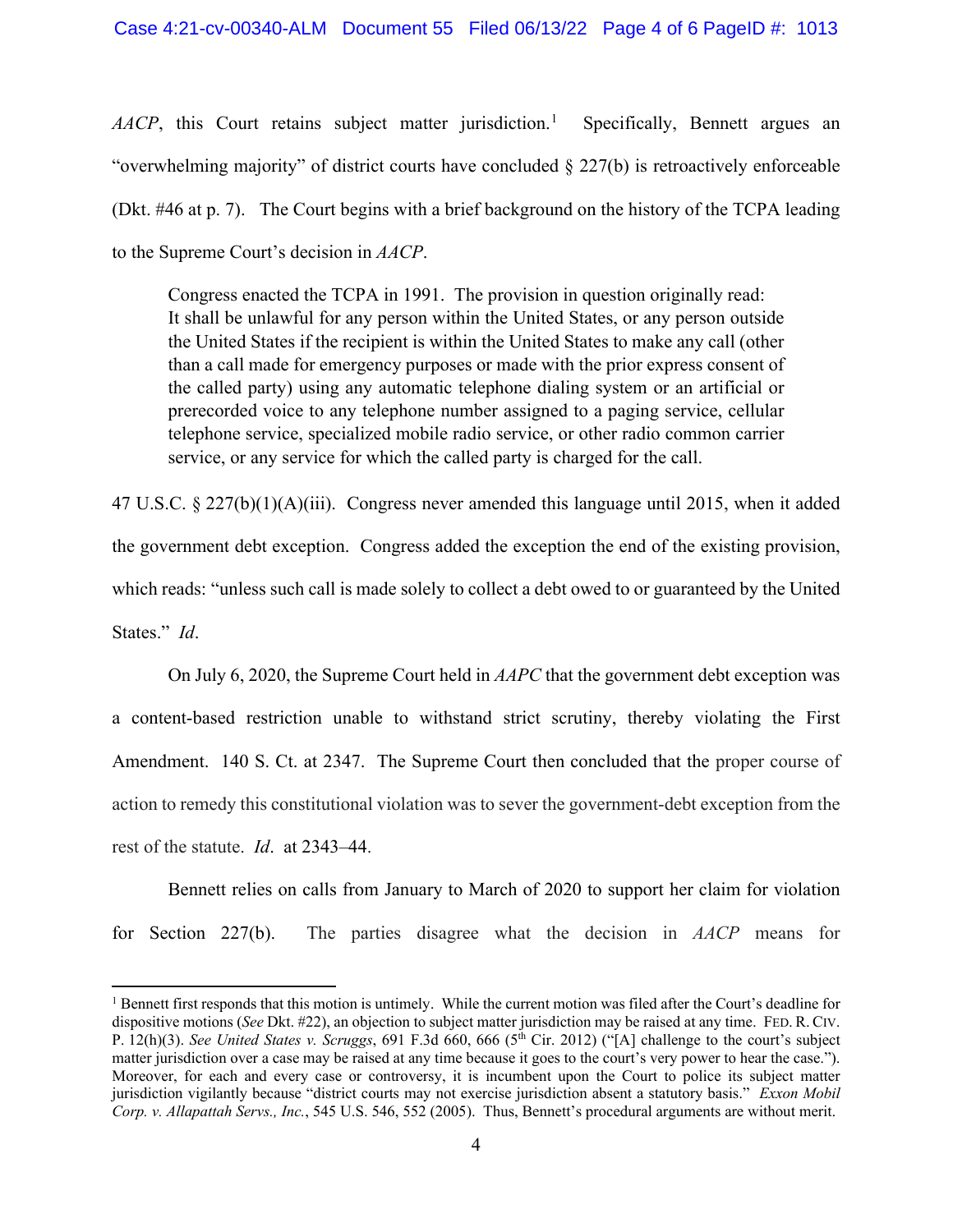*AACP*, this Court retains subject matter jurisdiction.[1] Specifically, Bennett argues an "overwhelming majority" of district courts have concluded § 227(b) is retroactively enforceable (Dkt. #46 at p. 7). The Court begins with a brief background on the history of the TCPA leading to the Supreme Court's decision in *AACP*.

> Congress enacted the TCPA in 1991. The provision in question originally read: It shall be unlawful for any person within the United States, or any person outside the United States if the recipient is within the United States to make any call (other than a call made for emergency purposes or made with the prior express consent of the called party) using any automatic telephone dialing system or an artificial or prerecorded voice to any telephone number assigned to a paging service, cellular telephone service, specialized mobile radio service, or other radio common carrier service, or any service for which the called party is charged for the call.

47 U.S.C. § 227(b)(1)(A)(iii). Congress never amended this language until 2015, when it added the government debt exception. Congress added the exception the end of the existing provision, which reads: "unless such call is made solely to collect a debt owed to or guaranteed by the United States." *Id*.

On July 6, 2020, the Supreme Court held in *AAPC* that the government debt exception was a content-based restriction unable to withstand strict scrutiny, thereby violating the First Amendment. 140 S. Ct. at 2347. The Supreme Court then concluded that the proper course of action to remedy this constitutional violation was to sever the government-debt exception from the rest of the statute. *Id*. at 2343–44.

Bennett relies on calls from January to March of 2020 to support her claim for violation for Section 227(b). The parties disagree what the decision in *AACP* means for

---

[1] Bennett first responds that this motion is untimely. While the current motion was filed after the Court's deadline for dispositive motions (*See* Dkt. #22), an objection to subject matter jurisdiction may be raised at any time. FED. R. CIV. P. 12(h)(3). *See United States v. Scruggs*, 691 F.3d 660, 666 (5th Cir. 2012) ("[A] challenge to the court's subject matter jurisdiction over a case may be raised at any time because it goes to the court's very power to hear the case."). Moreover, for each and every case or controversy, it is incumbent upon the Court to police its subject matter jurisdiction vigilantly because "district courts may not exercise jurisdiction absent a statutory basis." *Exxon Mobil Corp. v. Allapattah Servs., Inc.*, 545 U.S. 546, 552 (2005). Thus, Bennett's procedural arguments are without merit.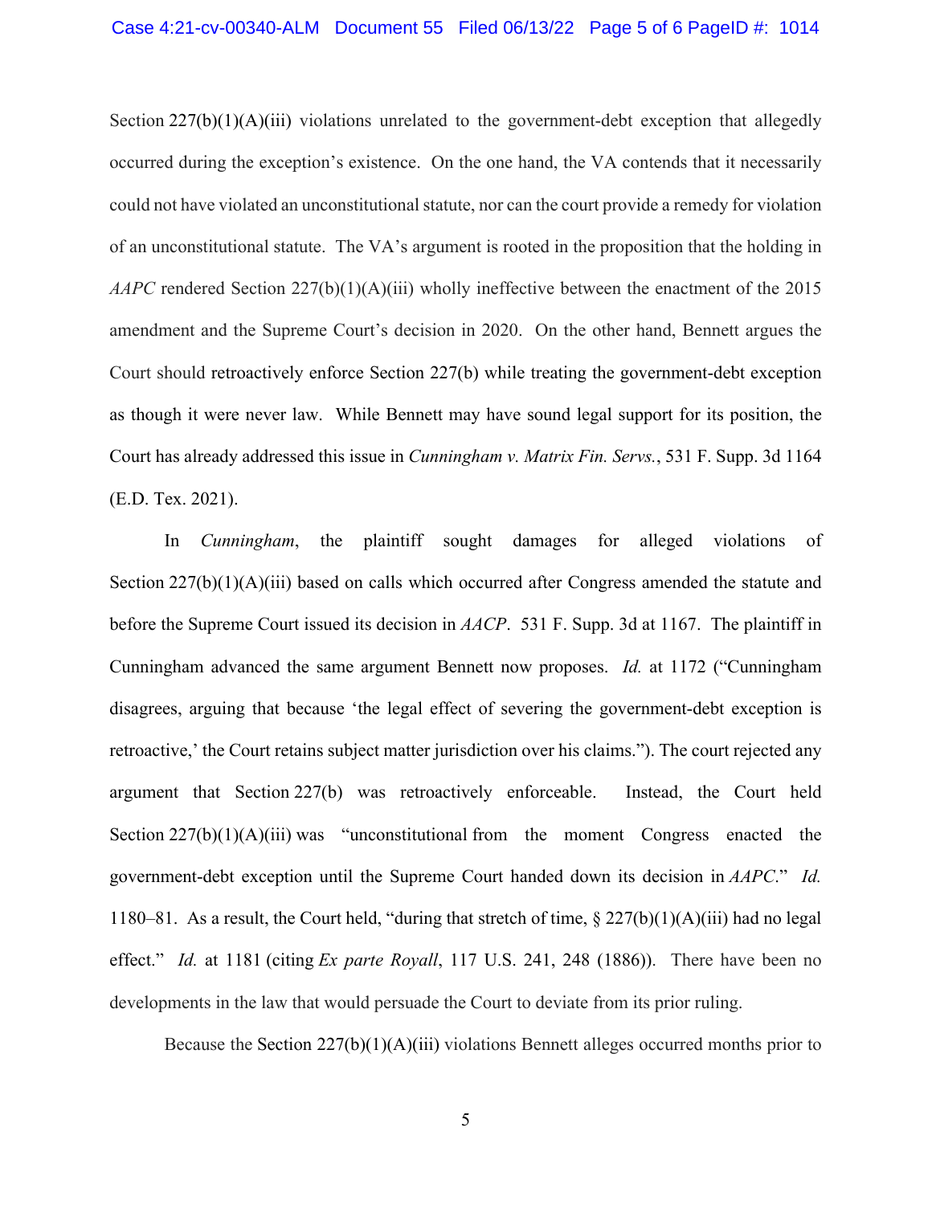Section 227(b)(1)(A)(iii) violations unrelated to the government-debt exception that allegedly occurred during the exception's existence. On the one hand, the VA contends that it necessarily could not have violated an unconstitutional statute, nor can the court provide a remedy for violation of an unconstitutional statute. The VA's argument is rooted in the proposition that the holding in *AAPC* rendered Section 227(b)(1)(A)(iii) wholly ineffective between the enactment of the 2015 amendment and the Supreme Court's decision in 2020. On the other hand, Bennett argues the Court should retroactively enforce Section 227(b) while treating the government-debt exception as though it were never law. While Bennett may have sound legal support for its position, the Court has already addressed this issue in *Cunningham v. Matrix Fin. Servs.*, 531 F. Supp. 3d 1164 (E.D. Tex. 2021).

In *Cunningham*, the plaintiff sought damages for alleged violations of Section 227(b)(1)(A)(iii) based on calls which occurred after Congress amended the statute and before the Supreme Court issued its decision in *AACP*. 531 F. Supp. 3d at 1167. The plaintiff in Cunningham advanced the same argument Bennett now proposes. *Id.* at 1172 ("Cunningham disagrees, arguing that because 'the legal effect of severing the government-debt exception is retroactive,' the Court retains subject matter jurisdiction over his claims."). The court rejected any argument that Section 227(b) was retroactively enforceable. Instead, the Court held Section 227(b)(1)(A)(iii) was "unconstitutional from the moment Congress enacted the government-debt exception until the Supreme Court handed down its decision in *AAPC*." *Id.* 1180–81. As a result, the Court held, "during that stretch of time, § 227(b)(1)(A)(iii) had no legal effect." *Id.* at 1181 (citing *Ex parte Royall*, 117 U.S. 241, 248 (1886)). There have been no developments in the law that would persuade the Court to deviate from its prior ruling.

Because the Section 227(b)(1)(A)(iii) violations Bennett alleges occurred months prior to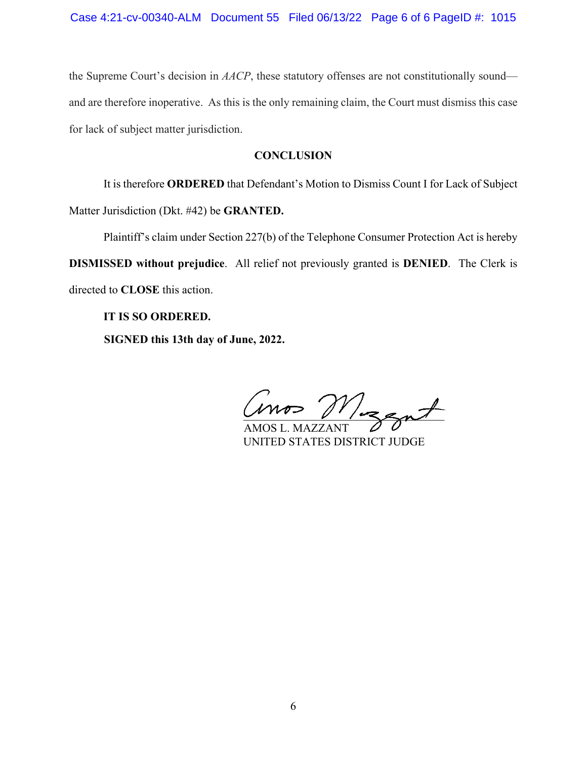the Supreme Court's decision in *AACP*, these statutory offenses are not constitutionally sound—and are therefore inoperative. As this is the only remaining claim, the Court must dismiss this case for lack of subject matter jurisdiction.

## CONCLUSION

It is therefore **ORDERED** that Defendant's Motion to Dismiss Count I for Lack of Subject Matter Jurisdiction (Dkt. #42) be **GRANTED.**

Plaintiff's claim under Section 227(b) of the Telephone Consumer Protection Act is hereby **DISMISSED without prejudice**. All relief not previously granted is **DENIED**. The Clerk is directed to **CLOSE** this action.

**IT IS SO ORDERED.**

**SIGNED this 13th day of June, 2022.**

AMOS L. MAZZANT
UNITED STATES DISTRICT JUDGE